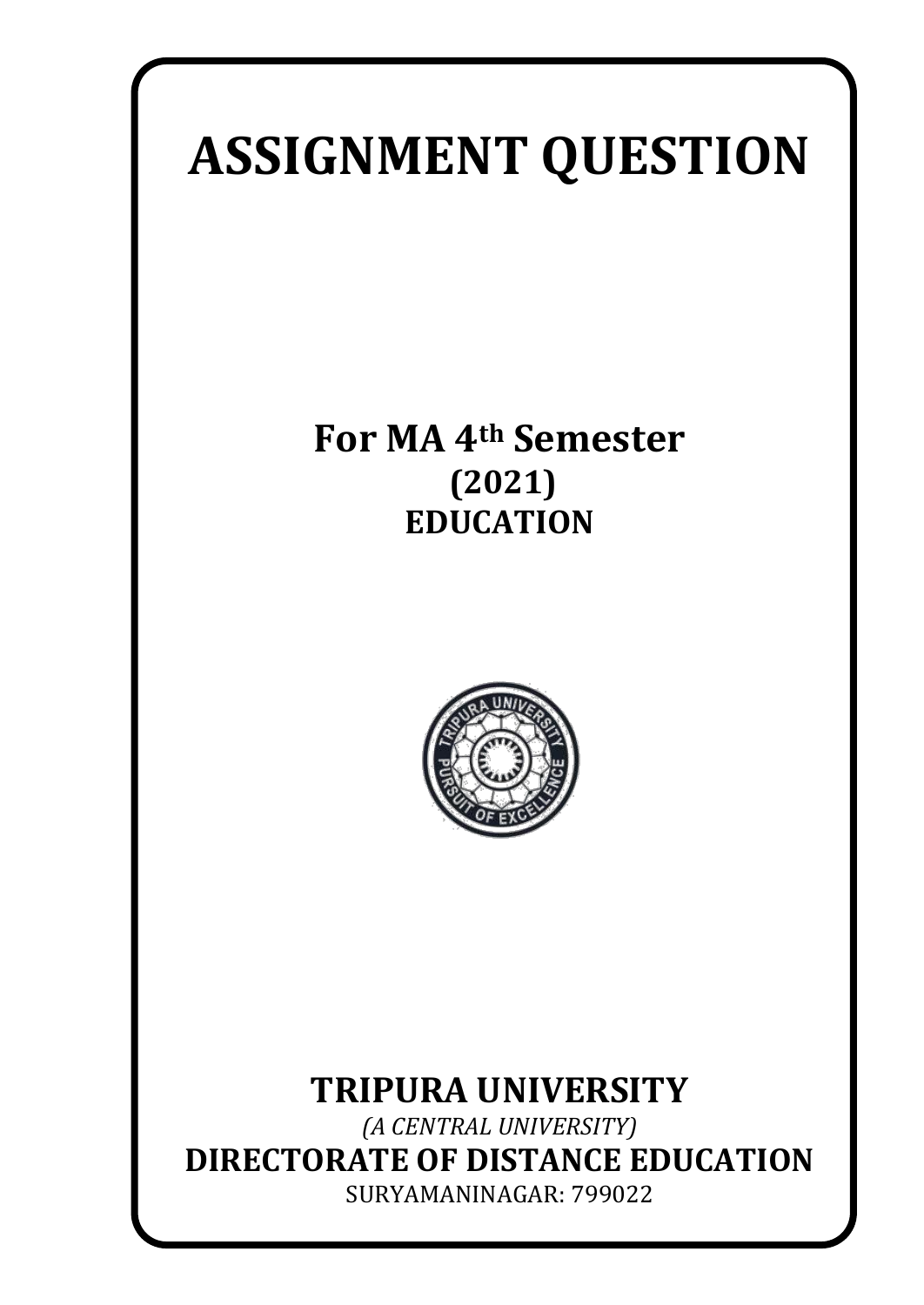# ASSIGNMENT QUESTION

## For MA 4th Semester

**(2021)**

**EDUCATION**

## TRIPURA UNIVERSITY

*(A CENTRAL UNIVERSITY)*

**DIRECTORATE OF DISTANCE EDUCATION**

SURYAMANINAGAR: 799022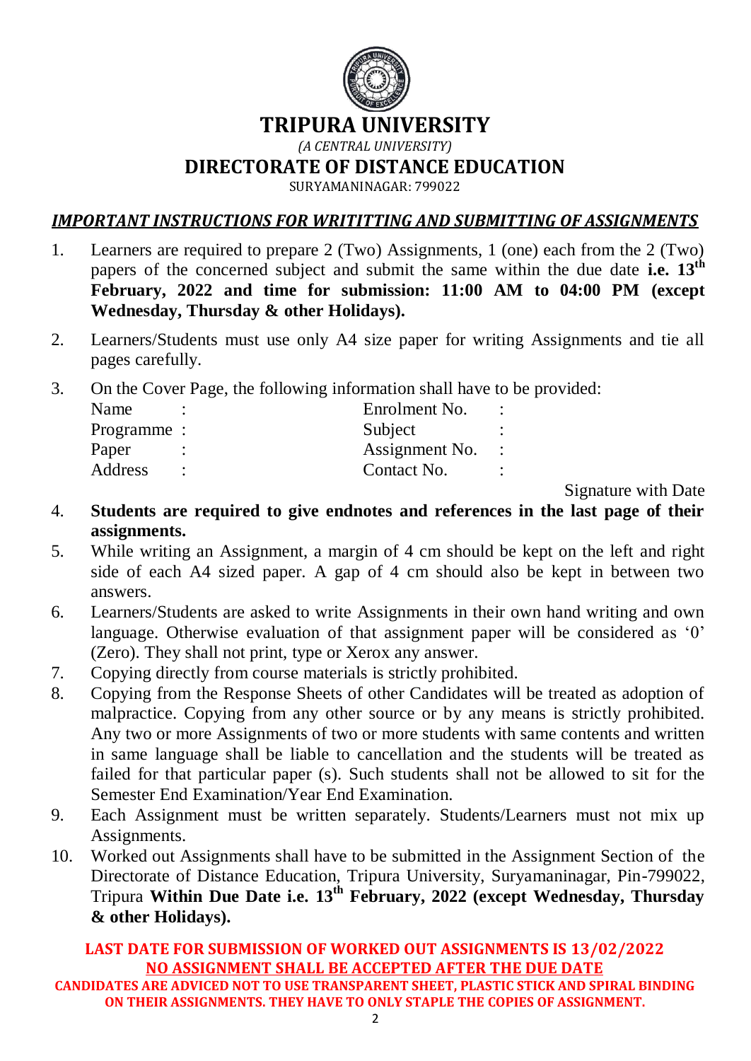# TRIPURA UNIVERSITY

*(A CENTRAL UNIVERSITY)*

## DIRECTORATE OF DISTANCE EDUCATION

SURYAMANINAGAR: 799022

### *IMPORTANT INSTRUCTIONS FOR WRITITTING AND SUBMITTING OF ASSIGNMENTS*

1. Learners are required to prepare 2 (Two) Assignments, 1 (one) each from the 2 (Two) papers of the concerned subject and submit the same within the due date **i.e. 13th February, 2022 and time for submission: 11:00 AM to 04:00 PM (except Wednesday, Thursday & other Holidays).**
2. Learners/Students must use only A4 size paper for writing Assignments and tie all pages carefully.
3. On the Cover Page, the following information shall have to be provided:

| | | | |
|---|---|---|---|
| Name | : | Enrolment No. | : |
| Programme | : | Subject | : |
| Paper | : | Assignment No. | : |
| Address | : | Contact No. | : |

Signature with Date

4. **Students are required to give endnotes and references in the last page of their assignments.**
5. While writing an Assignment, a margin of 4 cm should be kept on the left and right side of each A4 sized paper. A gap of 4 cm should also be kept in between two answers.
6. Learners/Students are asked to write Assignments in their own hand writing and own language. Otherwise evaluation of that assignment paper will be considered as '0' (Zero). They shall not print, type or Xerox any answer.
7. Copying directly from course materials is strictly prohibited.
8. Copying from the Response Sheets of other Candidates will be treated as adoption of malpractice. Copying from any other source or by any means is strictly prohibited. Any two or more Assignments of two or more students with same contents and written in same language shall be liable to cancellation and the students will be treated as failed for that particular paper (s). Such students shall not be allowed to sit for the Semester End Examination/Year End Examination.
9. Each Assignment must be written separately. Students/Learners must not mix up Assignments.
10. Worked out Assignments shall have to be submitted in the Assignment Section of the Directorate of Distance Education, Tripura University, Suryamaninagar, Pin-799022, Tripura **Within Due Date i.e. 13th February, 2022 (except Wednesday, Thursday & other Holidays).**

**LAST DATE FOR SUBMISSION OF WORKED OUT ASSIGNMENTS IS 13/02/2022**

**NO ASSIGNMENT SHALL BE ACCEPTED AFTER THE DUE DATE**

**CANDIDATES ARE ADVICED NOT TO USE TRANSPARENT SHEET, PLASTIC STICK AND SPIRAL BINDING ON THEIR ASSIGNMENTS. THEY HAVE TO ONLY STAPLE THE COPIES OF ASSIGNMENT.**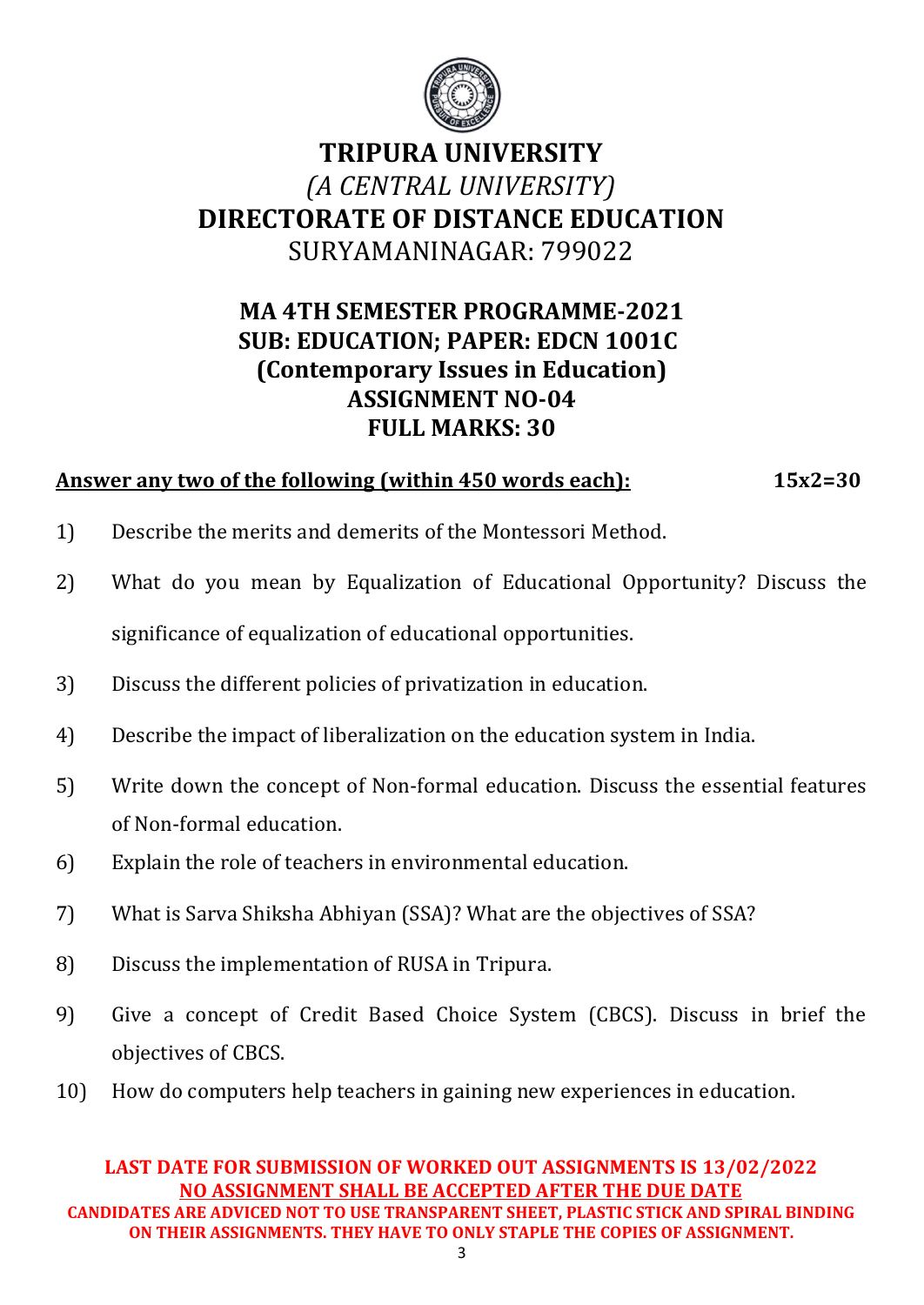# TRIPURA UNIVERSITY

*(A CENTRAL UNIVERSITY)*

## DIRECTORATE OF DISTANCE EDUCATION

SURYAMANINAGAR: 799022

### MA 4TH SEMESTER PROGRAMME-2021
### SUB: EDUCATION; PAPER: EDCN 1001C
### (Contemporary Issues in Education)
### ASSIGNMENT NO-04
### FULL MARKS: 30

**Answer any two of the following (within 450 words each):** **15x2=30**

1) Describe the merits and demerits of the Montessori Method.
2) What do you mean by Equalization of Educational Opportunity? Discuss the significance of equalization of educational opportunities.
3) Discuss the different policies of privatization in education.
4) Describe the impact of liberalization on the education system in India.
5) Write down the concept of Non-formal education. Discuss the essential features of Non-formal education.
6) Explain the role of teachers in environmental education.
7) What is Sarva Shiksha Abhiyan (SSA)? What are the objectives of SSA?
8) Discuss the implementation of RUSA in Tripura.
9) Give a concept of Credit Based Choice System (CBCS). Discuss in brief the objectives of CBCS.
10) How do computers help teachers in gaining new experiences in education.

**LAST DATE FOR SUBMISSION OF WORKED OUT ASSIGNMENTS IS 13/02/2022**

**NO ASSIGNMENT SHALL BE ACCEPTED AFTER THE DUE DATE**

**CANDIDATES ARE ADVICED NOT TO USE TRANSPARENT SHEET, PLASTIC STICK AND SPIRAL BINDING ON THEIR ASSIGNMENTS. THEY HAVE TO ONLY STAPLE THE COPIES OF ASSIGNMENT.**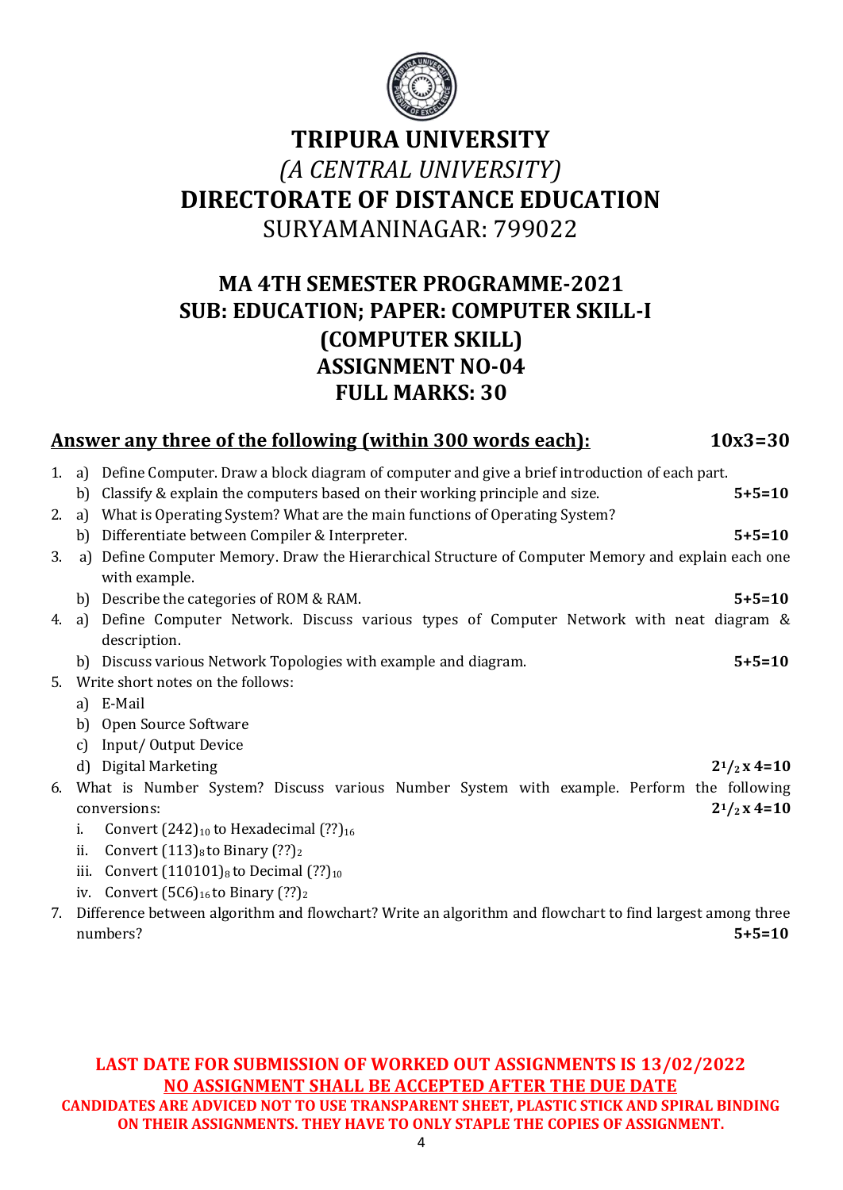# TRIPURA UNIVERSITY

## *(A CENTRAL UNIVERSITY)*

## DIRECTORATE OF DISTANCE EDUCATION

SURYAMANINAGAR: 799022

## MA 4TH SEMESTER PROGRAMME-2021
## SUB: EDUCATION; PAPER: COMPUTER SKILL-I
## (COMPUTER SKILL)
## ASSIGNMENT NO-04
## FULL MARKS: 30

**<u>Answer any three of the following (within 300 words each):</u>** **10x3=30**

1. a) Define Computer. Draw a block diagram of computer and give a brief introduction of each part.
   b) Classify & explain the computers based on their working principle and size. **5+5=10**
2. a) What is Operating System? What are the main functions of Operating System?
   b) Differentiate between Compiler & Interpreter. **5+5=10**
3. a) Define Computer Memory. Draw the Hierarchical Structure of Computer Memory and explain each one with example.
   b) Describe the categories of ROM & RAM. **5+5=10**
4. a) Define Computer Network. Discuss various types of Computer Network with neat diagram & description.
   b) Discuss various Network Topologies with example and diagram. **5+5=10**
5. Write short notes on the follows:
   a) E-Mail
   b) Open Source Software
   c) Input/ Output Device
   d) Digital Marketing **$2^1/_2$ x 4=10**
6. What is Number System? Discuss various Number System with example. Perform the following conversions: **$2^1/_2$ x 4=10**
   i. Convert $(242)_{10}$ to Hexadecimal $(??)_{16}$
   ii. Convert $(113)_{8}$ to Binary $(??)_{2}$
   iii. Convert $(110101)_{8}$ to Decimal $(??)_{10}$
   iv. Convert $(5C6)_{16}$ to Binary $(??)_{2}$
7. Difference between algorithm and flowchart? Write an algorithm and flowchart to find largest among three numbers? **5+5=10**

**LAST DATE FOR SUBMISSION OF WORKED OUT ASSIGNMENTS IS 13/02/2022**

**<u>NO ASSIGNMENT SHALL BE ACCEPTED AFTER THE DUE DATE</u>**

**CANDIDATES ARE ADVICED NOT TO USE TRANSPARENT SHEET, PLASTIC STICK AND SPIRAL BINDING ON THEIR ASSIGNMENTS. THEY HAVE TO ONLY STAPLE THE COPIES OF ASSIGNMENT.**